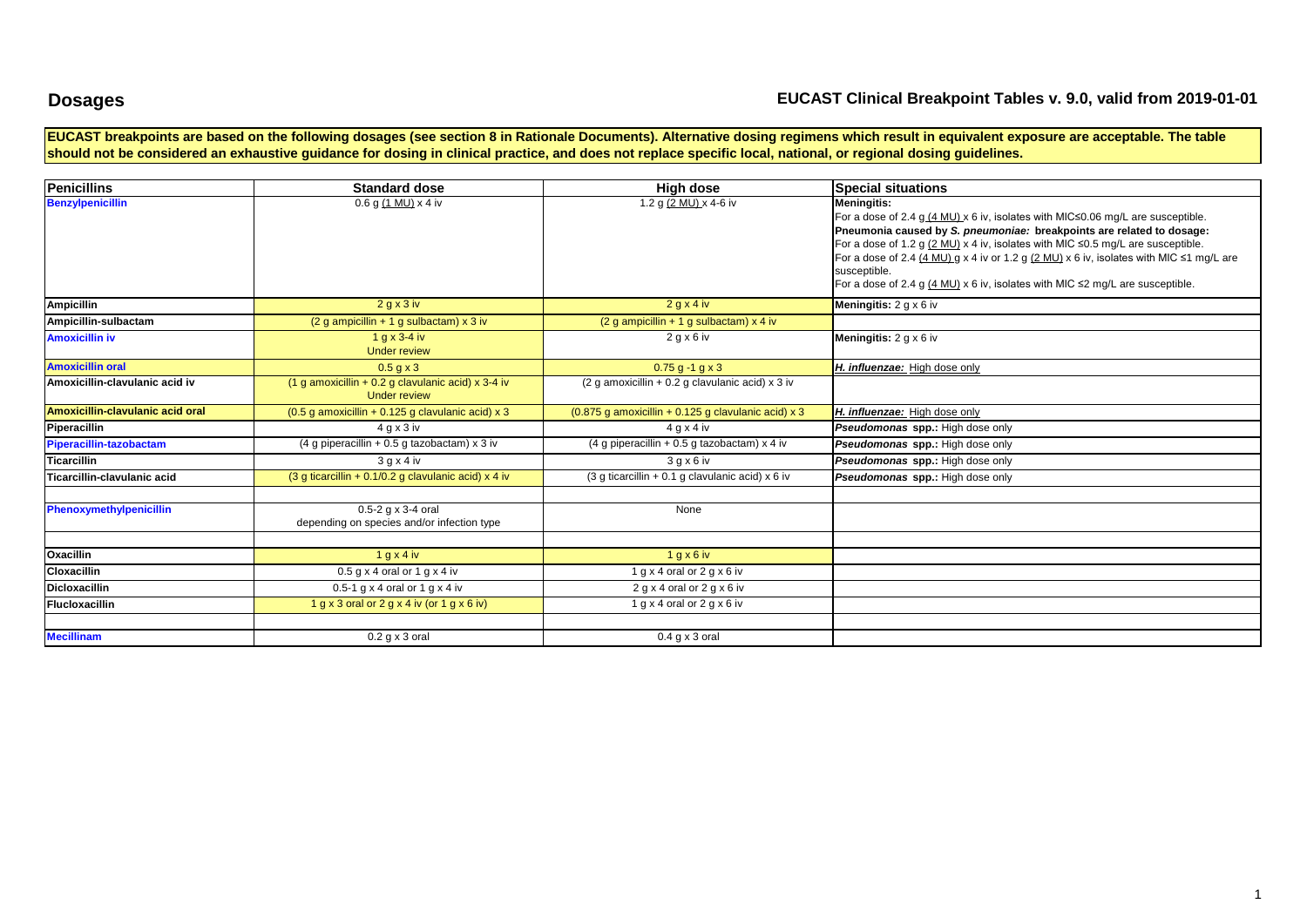# Dosages

## EUCAST Clinical Breakpoint Tables v. 9.0, valid from 2019-01-01

**EUCAST breakpoints are based on the following dosages (see section 8 in Rationale Documents). Alternative dosing regimens which result in equivalent exposure are acceptable. The table should not be considered an exhaustive guidance for dosing in clinical practice, and does not replace specific local, national, or regional dosing guidelines.**

| Penicillins | Standard dose | High dose | Special situations |
|---|---|---|---|
| **Benzylpenicillin** | 0.6 g (1 MU) x 4 iv | 1.2 g (2 MU) x 4-6 iv | **Meningitis:** For a dose of 2.4 g (4 MU) x 6 iv, isolates with MIC≤0.06 mg/L are susceptible. **Pneumonia caused by *S. pneumoniae*: breakpoints are related to dosage:** For a dose of 1.2 g (2 MU) x 4 iv, isolates with MIC ≤0.5 mg/L are susceptible. For a dose of 2.4 (4 MU) g x 4 iv or 1.2 g (2 MU) x 6 iv, isolates with MIC ≤1 mg/L are susceptible. For a dose of 2.4 g (4 MU) x 6 iv, isolates with MIC ≤2 mg/L are susceptible. |
| **Ampicillin** | 2 g x 3 iv | 2 g x 4 iv | **Meningitis:** 2 g x 6 iv |
| **Ampicillin-sulbactam** | (2 g ampicillin + 1 g sulbactam) x 3 iv | (2 g ampicillin + 1 g sulbactam) x 4 iv | |
| **Amoxicillin iv** | 1 g x 3-4 iv<br>Under review | 2 g x 6 iv | **Meningitis:** 2 g x 6 iv |
| **Amoxicillin oral** | 0.5 g x 3 | 0.75 g -1 g x 3 | ***H. influenzae:*** High dose only |
| **Amoxicillin-clavulanic acid iv** | (1 g amoxicillin + 0.2 g clavulanic acid) x 3-4 iv<br>Under review | (2 g amoxicillin + 0.2 g clavulanic acid) x 3 iv | |
| **Amoxicillin-clavulanic acid oral** | (0.5 g amoxicillin + 0.125 g clavulanic acid) x 3 | (0.875 g amoxicillin + 0.125 g clavulanic acid) x 3 | ***H. influenzae:*** High dose only |
| **Piperacillin** | 4 g x 3 iv | 4 g x 4 iv | ***Pseudomonas* spp.:** High dose only |
| **Piperacillin-tazobactam** | (4 g piperacillin + 0.5 g tazobactam) x 3 iv | (4 g piperacillin + 0.5 g tazobactam) x 4 iv | ***Pseudomonas* spp.:** High dose only |
| **Ticarcillin** | 3 g x 4 iv | 3 g x 6 iv | ***Pseudomonas* spp.:** High dose only |
| **Ticarcillin-clavulanic acid** | (3 g ticarcillin + 0.1/0.2 g clavulanic acid) x 4 iv | (3 g ticarcillin + 0.1 g clavulanic acid) x 6 iv | ***Pseudomonas* spp.:** High dose only |
| | | | |
| **Phenoxymethylpenicillin** | 0.5-2 g x 3-4 oral<br>depending on species and/or infection type | None | |
| | | | |
| **Oxacillin** | 1 g x 4 iv | 1 g x 6 iv | |
| **Cloxacillin** | 0.5 g x 4 oral or 1 g x 4 iv | 1 g x 4 oral or 2 g x 6 iv | |
| **Dicloxacillin** | 0.5-1 g x 4 oral or 1 g x 4 iv | 2 g x 4 oral or 2 g x 6 iv | |
| **Flucloxacillin** | 1 g x 3 oral or 2 g x 4 iv (or 1 g x 6 iv) | 1 g x 4 oral or 2 g x 6 iv | |
| | | | |
| **Mecillinam** | 0.2 g x 3 oral | 0.4 g x 3 oral | |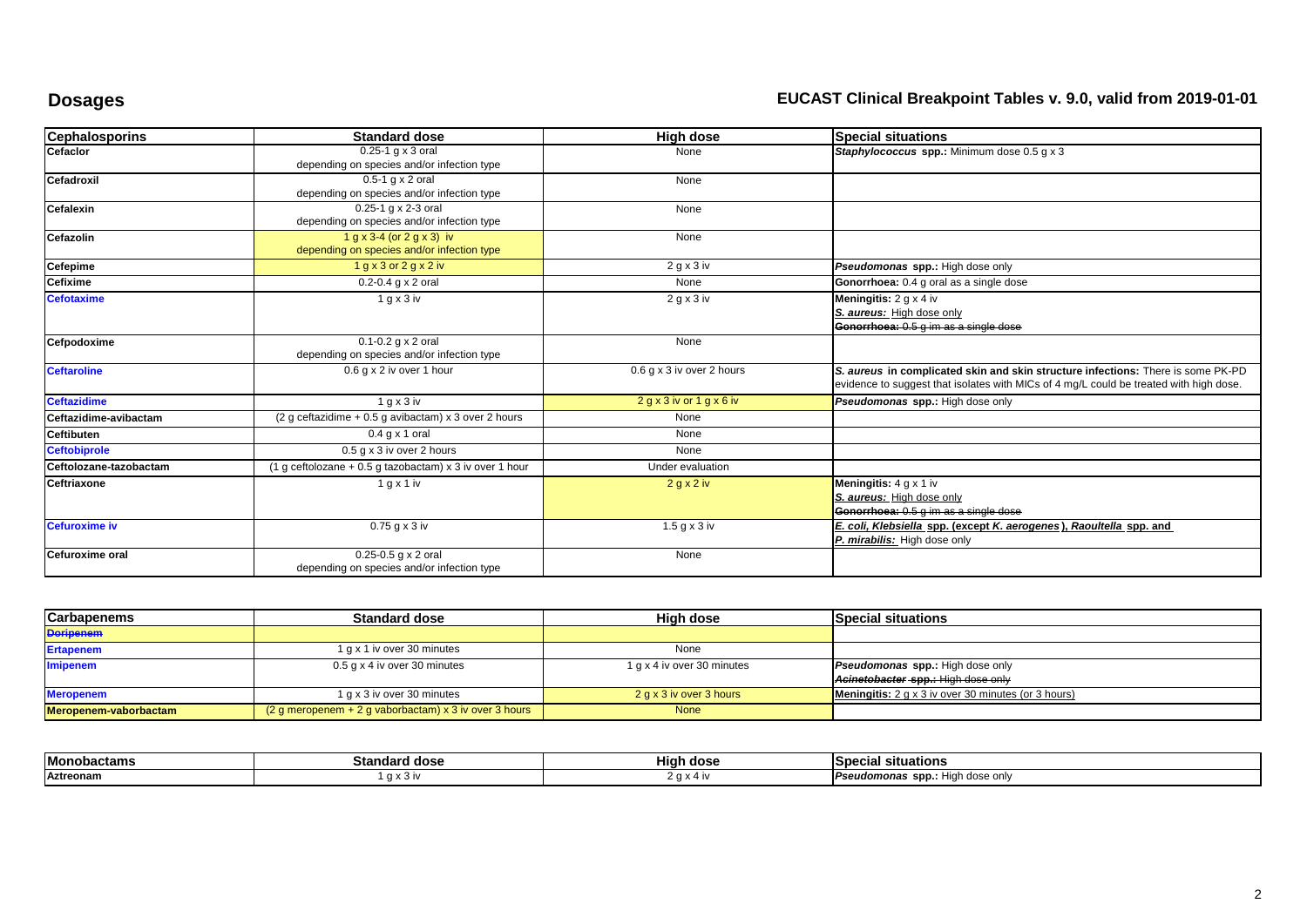# Dosages

## EUCAST Clinical Breakpoint Tables v. 9.0, valid from 2019-01-01

| Cephalosporins | Standard dose | High dose | Special situations |
|---|---|---|---|
| **Cefaclor** | 0.25-1 g x 3 oral<br>depending on species and/or infection type | None | ***Staphylococcus* spp.:** Minimum dose 0.5 g x 3 |
| **Cefadroxil** | 0.5-1 g x 2 oral<br>depending on species and/or infection type | None | |
| **Cefalexin** | 0.25-1 g x 2-3 oral<br>depending on species and/or infection type | None | |
| **Cefazolin** | 1 g x 3-4 (or 2 g x 3) iv<br>depending on species and/or infection type | None | |
| **Cefepime** | 1 g x 3 or 2 g x 2 iv | 2 g x 3 iv | ***Pseudomonas* spp.:** High dose only |
| **Cefixime** | 0.2-0.4 g x 2 oral | None | **Gonorrhoea:** 0.4 g oral as a single dose |
| **Cefotaxime** | 1 g x 3 iv | 2 g x 3 iv | **Meningitis:** 2 g x 4 iv<br>***S. aureus:*** High dose only<br>~~**Gonorrhoea:** 0.5 g im as a single dose~~ |
| **Cefpodoxime** | 0.1-0.2 g x 2 oral<br>depending on species and/or infection type | None | |
| **Ceftaroline** | 0.6 g x 2 iv over 1 hour | 0.6 g x 3 iv over 2 hours | ***S. aureus* in complicated skin and skin structure infections:** There is some PK-PD evidence to suggest that isolates with MICs of 4 mg/L could be treated with high dose. |
| **Ceftazidime** | 1 g x 3 iv | 2 g x 3 iv or 1 g x 6 iv | ***Pseudomonas* spp.:** High dose only |
| **Ceftazidime-avibactam** | (2 g ceftazidime + 0.5 g avibactam) x 3 over 2 hours | None | |
| **Ceftibuten** | 0.4 g x 1 oral | None | |
| **Ceftobiprole** | 0.5 g x 3 iv over 2 hours | None | |
| **Ceftolozane-tazobactam** | (1 g ceftolozane + 0.5 g tazobactam) x 3 iv over 1 hour | Under evaluation | |
| **Ceftriaxone** | 1 g x 1 iv | 2 g x 2 iv | **Meningitis:** 4 g x 1 iv<br>***S. aureus:*** High dose only<br>~~**Gonorrhoea:** 0.5 g im as a single dose~~ |
| **Cefuroxime iv** | 0.75 g x 3 iv | 1.5 g x 3 iv | ***E. coli, Klebsiella* spp. (except *K. aerogenes*), *Raoultella* spp. and *P. mirabilis*:** High dose only |
| **Cefuroxime oral** | 0.25-0.5 g x 2 oral<br>depending on species and/or infection type | None | |

| Carbapenems | Standard dose | High dose | Special situations |
|---|---|---|---|
| ~~**Doripenem**~~ | | | |
| **Ertapenem** | 1 g x 1 iv over 30 minutes | None | |
| **Imipenem** | 0.5 g x 4 iv over 30 minutes | 1 g x 4 iv over 30 minutes | ***Pseudomonas* spp.:** High dose only<br>~~***Acinetobacter* spp.:** High dose only~~ |
| **Meropenem** | 1 g x 3 iv over 30 minutes | 2 g x 3 iv over 3 hours | **Meningitis:** 2 g x 3 iv over 30 minutes (or 3 hours) |
| **Meropenem-vaborbactam** | (2 g meropenem + 2 g vaborbactam) x 3 iv over 3 hours | None | |

| Monobactams | Standard dose | High dose | Special situations |
|---|---|---|---|
| **Aztreonam** | 1 g x 3 iv | 2 g x 4 iv | ***Pseudomonas* spp.:** High dose only |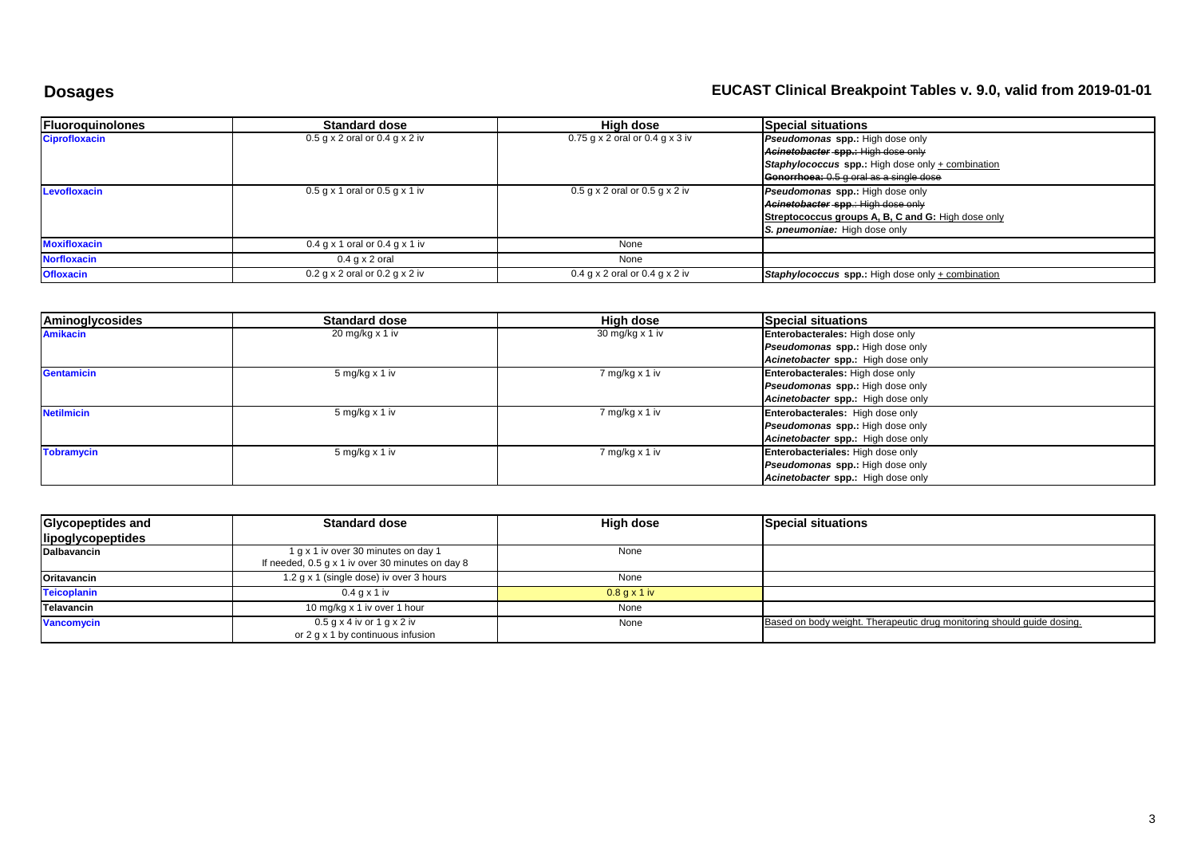# Dosages

## EUCAST Clinical Breakpoint Tables v. 9.0, valid from 2019-01-01

| Fluoroquinolones | Standard dose | High dose | Special situations |
|---|---|---|---|
| Ciprofloxacin | 0.5 g x 2 oral or 0.4 g x 2 iv | 0.75 g x 2 oral or 0.4 g x 3 iv | ***Pseudomonas* spp.:** High dose only<br>~~***Acinetobacter* spp.:** High dose only~~<br>***Staphylococcus* spp.:** High dose only + combination<br>~~**Gonorrhoea:** 0.5 g oral as a single dose~~ |
| Levofloxacin | 0.5 g x 1 oral or 0.5 g x 1 iv | 0.5 g x 2 oral or 0.5 g x 2 iv | ***Pseudomonas* spp.:** High dose only<br>~~***Acinetobacter* spp.:** High dose only~~<br>**Streptococcus groups A, B, C and G:** High dose only<br>***S. pneumoniae:*** High dose only |
| Moxifloxacin | 0.4 g x 1 oral or 0.4 g x 1 iv | None | |
| Norfloxacin | 0.4 g x 2 oral | None | |
| Ofloxacin | 0.2 g x 2 oral or 0.2 g x 2 iv | 0.4 g x 2 oral or 0.4 g x 2 iv | ***Staphylococcus* spp.:** High dose only + combination |

| Aminoglycosides | Standard dose | High dose | Special situations |
|---|---|---|---|
| Amikacin | 20 mg/kg x 1 iv | 30 mg/kg x 1 iv | **Enterobacterales:** High dose only<br>***Pseudomonas* spp.:** High dose only<br>***Acinetobacter* spp.:** High dose only |
| Gentamicin | 5 mg/kg x 1 iv | 7 mg/kg x 1 iv | **Enterobacterales:** High dose only<br>***Pseudomonas* spp.:** High dose only<br>***Acinetobacter* spp.:** High dose only |
| Netilmicin | 5 mg/kg x 1 iv | 7 mg/kg x 1 iv | **Enterobacterales:** High dose only<br>***Pseudomonas* spp.:** High dose only<br>***Acinetobacter* spp.:** High dose only |
| Tobramycin | 5 mg/kg x 1 iv | 7 mg/kg x 1 iv | **Enterobacteriales:** High dose only<br>***Pseudomonas* spp.:** High dose only<br>***Acinetobacter* spp.:** High dose only |

| Glycopeptides and lipoglycopeptides | Standard dose | High dose | Special situations |
|---|---|---|---|
| Dalbavancin | 1 g x 1 iv over 30 minutes on day 1<br>If needed, 0.5 g x 1 iv over 30 minutes on day 8 | None | |
| Oritavancin | 1.2 g x 1 (single dose) iv over 3 hours | None | |
| Teicoplanin | 0.4 g x 1 iv | 0.8 g x 1 iv | |
| Telavancin | 10 mg/kg x 1 iv over 1 hour | None | |
| Vancomycin | 0.5 g x 4 iv or 1 g x 2 iv<br>or 2 g x 1 by continuous infusion | None | Based on body weight. Therapeutic drug monitoring should guide dosing. |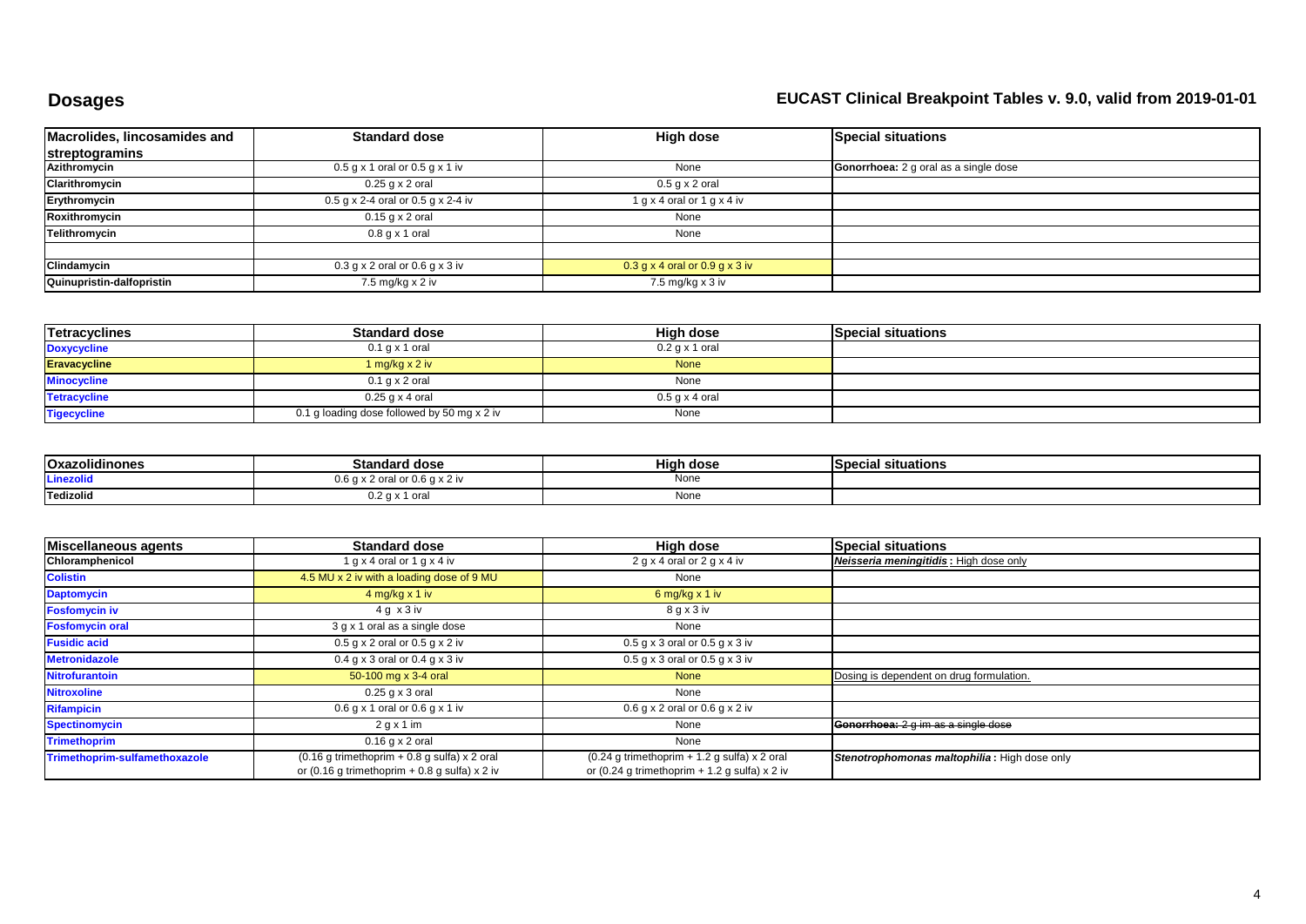## Dosages

**EUCAST Clinical Breakpoint Tables v. 9.0, valid from 2019-01-01**

| Macrolides, lincosamides and streptogramins | Standard dose | High dose | Special situations |
|---|---|---|---|
| **Azithromycin** | 0.5 g x 1 oral or 0.5 g x 1 iv | None | **Gonorrhoea:** 2 g oral as a single dose |
| **Clarithromycin** | 0.25 g x 2 oral | 0.5 g x 2 oral | |
| **Erythromycin** | 0.5 g x 2-4 oral or 0.5 g x 2-4 iv | 1 g x 4 oral or 1 g x 4 iv | |
| **Roxithromycin** | 0.15 g x 2 oral | None | |
| **Telithromycin** | 0.8 g x 1 oral | None | |
| | | | |
| **Clindamycin** | 0.3 g x 2 oral or 0.6 g x 3 iv | 0.3 g x 4 oral or 0.9 g x 3 iv | |
| **Quinupristin-dalfopristin** | 7.5 mg/kg x 2 iv | 7.5 mg/kg x 3 iv | |

| Tetracyclines | Standard dose | High dose | Special situations |
|---|---|---|---|
| **Doxycycline** | 0.1 g x 1 oral | 0.2 g x 1 oral | |
| **Eravacycline** | 1 mg/kg x 2 iv | None | |
| **Minocycline** | 0.1 g x 2 oral | None | |
| **Tetracycline** | 0.25 g x 4 oral | 0.5 g x 4 oral | |
| **Tigecycline** | 0.1 g loading dose followed by 50 mg x 2 iv | None | |

| Oxazolidinones | Standard dose | High dose | Special situations |
|---|---|---|---|
| **Linezolid** | 0.6 g x 2 oral or 0.6 g x 2 iv | None | |
| **Tedizolid** | 0.2 g x 1 oral | None | |

| Miscellaneous agents | Standard dose | High dose | Special situations |
|---|---|---|---|
| **Chloramphenicol** | 1 g x 4 oral or 1 g x 4 iv | 2 g x 4 oral or 2 g x 4 iv | ***Neisseria meningitidis*** **:** High dose only |
| **Colistin** | 4.5 MU x 2 iv with a loading dose of 9 MU | None | |
| **Daptomycin** | 4 mg/kg x 1 iv | 6 mg/kg x 1 iv | |
| **Fosfomycin iv** | 4 g x 3 iv | 8 g x 3 iv | |
| **Fosfomycin oral** | 3 g x 1 oral as a single dose | None | |
| **Fusidic acid** | 0.5 g x 2 oral or 0.5 g x 2 iv | 0.5 g x 3 oral or 0.5 g x 3 iv | |
| **Metronidazole** | 0.4 g x 3 oral or 0.4 g x 3 iv | 0.5 g x 3 oral or 0.5 g x 3 iv | |
| **Nitrofurantoin** | 50-100 mg x 3-4 oral | None | Dosing is dependent on drug formulation. |
| **Nitroxoline** | 0.25 g x 3 oral | None | |
| **Rifampicin** | 0.6 g x 1 oral or 0.6 g x 1 iv | 0.6 g x 2 oral or 0.6 g x 2 iv | |
| **Spectinomycin** | 2 g x 1 im | None | ~~**Gonorrhoea:** 2 g im as a single dose~~ |
| **Trimethoprim** | 0.16 g x 2 oral | None | |
| **Trimethoprim-sulfamethoxazole** | (0.16 g trimethoprim + 0.8 g sulfa) x 2 oral or (0.16 g trimethoprim + 0.8 g sulfa) x 2 iv | (0.24 g trimethoprim + 1.2 g sulfa) x 2 oral or (0.24 g trimethoprim + 1.2 g sulfa) x 2 iv | ***Stenotrophomonas maltophilia*** **:** High dose only |